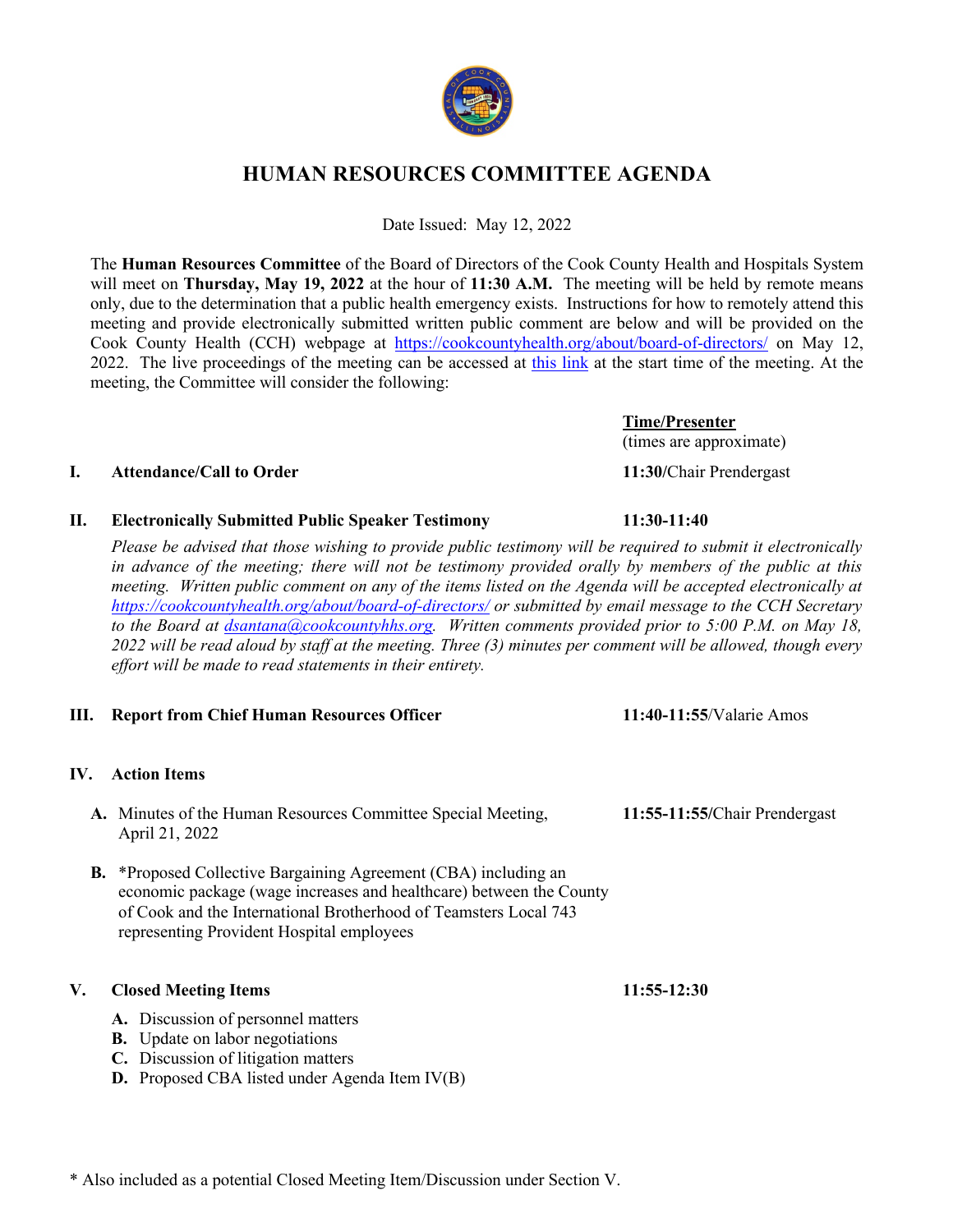# HUMAN RESOURCES COMMITTEE AGENDA

Date Issued: May 12, 2022

The **Human Resources Committee** of the Board of Directors of the Cook County Health and Hospitals System will meet on **Thursday, May 19, 2022** at the hour of **11:30 A.M.** The meeting will be held by remote means only, due to the determination that a public health emergency exists. Instructions for how to remotely attend this meeting and provide electronically submitted written public comment are below and will be provided on the Cook County Health (CCH) webpage at https://cookcountyhealth.org/about/board-of-directors/ on May 12, 2022. The live proceedings of the meeting can be accessed at this link at the start time of the meeting. At the meeting, the Committee will consider the following:

| | | Time/Presenter (times are approximate) |
|---|---|---|
| **I.** | **Attendance/Call to Order** | **11:30**/Chair Prendergast |
| **II.** | **Electronically Submitted Public Speaker Testimony** | **11:30-11:40** |

*Please be advised that those wishing to provide public testimony will be required to submit it electronically in advance of the meeting; there will not be testimony provided orally by members of the public at this meeting. Written public comment on any of the items listed on the Agenda will be accepted electronically at https://cookcountyhealth.org/about/board-of-directors/ or submitted by email message to the CCH Secretary to the Board at dsantana@cookcountyhhs.org. Written comments provided prior to 5:00 P.M. on May 18, 2022 will be read aloud by staff at the meeting. Three (3) minutes per comment will be allowed, though every effort will be made to read statements in their entirety.*

**III. Report from Chief Human Resources Officer** — **11:40-11:55**/Valarie Amos

**IV. Action Items**

**A.** Minutes of the Human Resources Committee Special Meeting, April 21, 2022 — **11:55-11:55**/Chair Prendergast

**B.** *Proposed Collective Bargaining Agreement (CBA) including an economic package (wage increases and healthcare) between the County of Cook and the International Brotherhood of Teamsters Local 743 representing Provident Hospital employees

**V. Closed Meeting Items** — **11:55-12:30**

**A.** Discussion of personnel matters
**B.** Update on labor negotiations
**C.** Discussion of litigation matters
**D.** Proposed CBA listed under Agenda Item IV(B)

* Also included as a potential Closed Meeting Item/Discussion under Section V.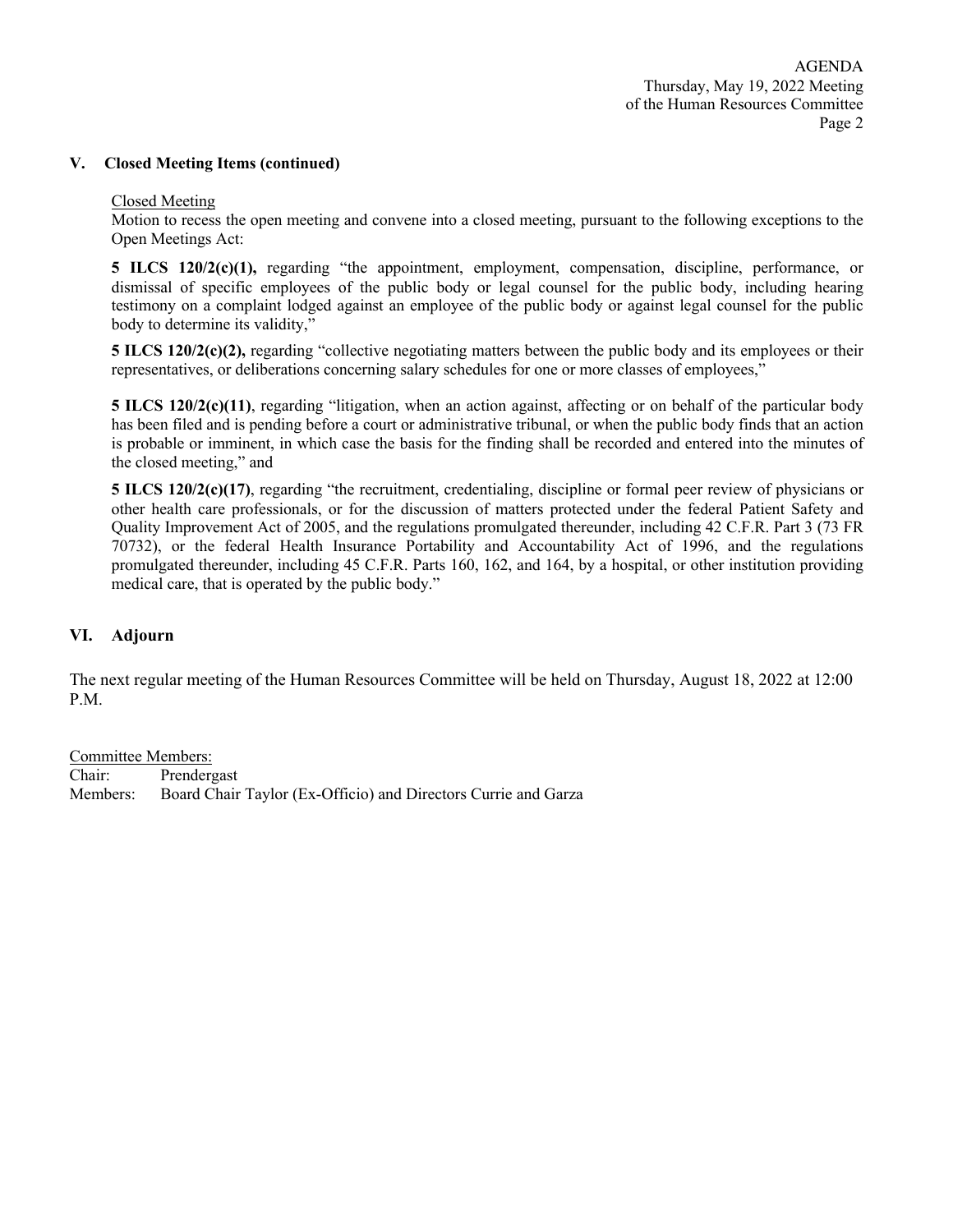## V. Closed Meeting Items (continued)

<u>Closed Meeting</u>

Motion to recess the open meeting and convene into a closed meeting, pursuant to the following exceptions to the Open Meetings Act:

**5 ILCS 120/2(c)(1),** regarding "the appointment, employment, compensation, discipline, performance, or dismissal of specific employees of the public body or legal counsel for the public body, including hearing testimony on a complaint lodged against an employee of the public body or against legal counsel for the public body to determine its validity,"

**5 ILCS 120/2(c)(2),** regarding "collective negotiating matters between the public body and its employees or their representatives, or deliberations concerning salary schedules for one or more classes of employees,"

**5 ILCS 120/2(c)(11)**, regarding "litigation, when an action against, affecting or on behalf of the particular body has been filed and is pending before a court or administrative tribunal, or when the public body finds that an action is probable or imminent, in which case the basis for the finding shall be recorded and entered into the minutes of the closed meeting," and

**5 ILCS 120/2(c)(17)**, regarding "the recruitment, credentialing, discipline or formal peer review of physicians or other health care professionals, or for the discussion of matters protected under the federal Patient Safety and Quality Improvement Act of 2005, and the regulations promulgated thereunder, including 42 C.F.R. Part 3 (73 FR 70732), or the federal Health Insurance Portability and Accountability Act of 1996, and the regulations promulgated thereunder, including 45 C.F.R. Parts 160, 162, and 164, by a hospital, or other institution providing medical care, that is operated by the public body."

## VI. Adjourn

The next regular meeting of the Human Resources Committee will be held on Thursday, August 18, 2022 at 12:00 P.M.

<u>Committee Members:</u>
Chair: Prendergast
Members: Board Chair Taylor (Ex-Officio) and Directors Currie and Garza